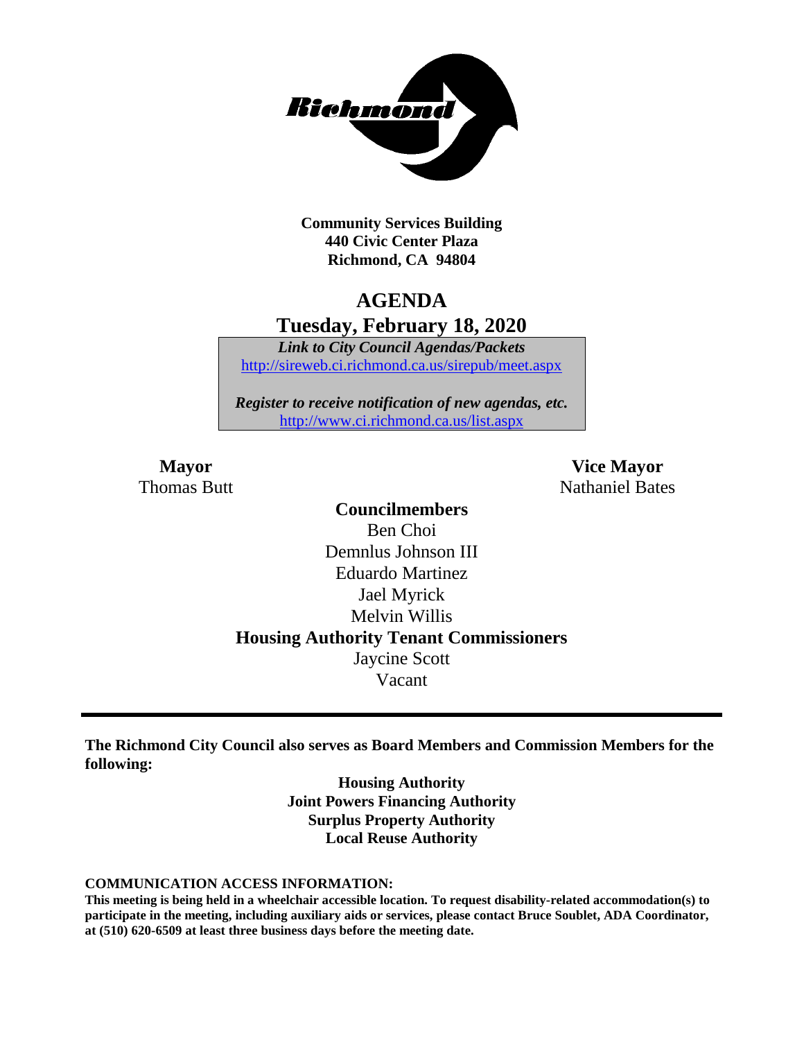**Community Services Building**
**440 Civic Center Plaza**
**Richmond, CA 94804**

# AGENDA

## Tuesday, February 18, 2020

***Link to City Council Agendas/Packets***
http://sireweb.ci.richmond.ca.us/sirepub/meet.aspx

***Register to receive notification of new agendas, etc.***
http://www.ci.richmond.ca.us/list.aspx

**Mayor**
Thomas Butt

**Vice Mayor**
Nathaniel Bates

**Councilmembers**
Ben Choi
Demnlus Johnson III
Eduardo Martinez
Jael Myrick
Melvin Willis

**Housing Authority Tenant Commissioners**
Jaycine Scott
Vacant

---

**The Richmond City Council also serves as Board Members and Commission Members for the following:**

**Housing Authority**
**Joint Powers Financing Authority**
**Surplus Property Authority**
**Local Reuse Authority**

**COMMUNICATION ACCESS INFORMATION:**
**This meeting is being held in a wheelchair accessible location. To request disability-related accommodation(s) to participate in the meeting, including auxiliary aids or services, please contact Bruce Soublet, ADA Coordinator, at (510) 620-6509 at least three business days before the meeting date.**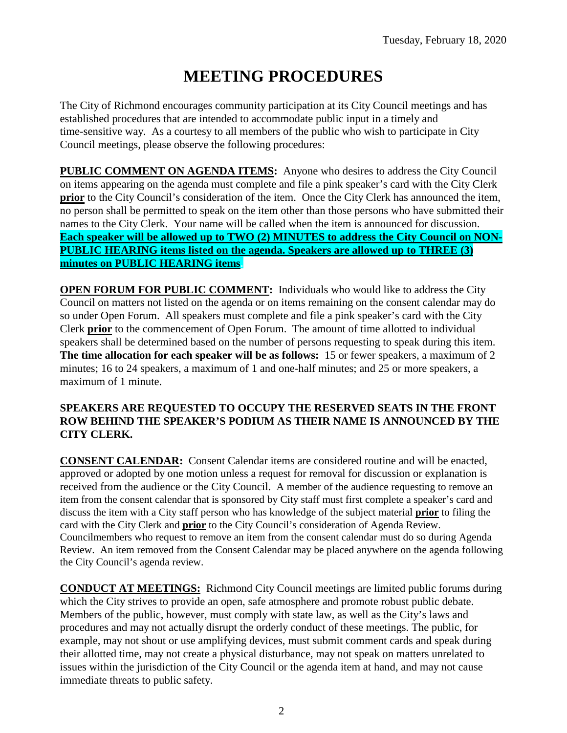Tuesday, February 18, 2020

# MEETING PROCEDURES

The City of Richmond encourages community participation at its City Council meetings and has established procedures that are intended to accommodate public input in a timely and time-sensitive way. As a courtesy to all members of the public who wish to participate in City Council meetings, please observe the following procedures:

**PUBLIC COMMENT ON AGENDA ITEMS:** Anyone who desires to address the City Council on items appearing on the agenda must complete and file a pink speaker's card with the City Clerk **prior** to the City Council's consideration of the item. Once the City Clerk has announced the item, no person shall be permitted to speak on the item other than those persons who have submitted their names to the City Clerk. Your name will be called when the item is announced for discussion. **Each speaker will be allowed up to TWO (2) MINUTES to address the City Council on NON-PUBLIC HEARING items listed on the agenda. Speakers are allowed up to THREE (3) minutes on PUBLIC HEARING items.**

**OPEN FORUM FOR PUBLIC COMMENT:** Individuals who would like to address the City Council on matters not listed on the agenda or on items remaining on the consent calendar may do so under Open Forum. All speakers must complete and file a pink speaker's card with the City Clerk **prior** to the commencement of Open Forum. The amount of time allotted to individual speakers shall be determined based on the number of persons requesting to speak during this item. **The time allocation for each speaker will be as follows:** 15 or fewer speakers, a maximum of 2 minutes; 16 to 24 speakers, a maximum of 1 and one-half minutes; and 25 or more speakers, a maximum of 1 minute.

**SPEAKERS ARE REQUESTED TO OCCUPY THE RESERVED SEATS IN THE FRONT ROW BEHIND THE SPEAKER'S PODIUM AS THEIR NAME IS ANNOUNCED BY THE CITY CLERK.**

**CONSENT CALENDAR:** Consent Calendar items are considered routine and will be enacted, approved or adopted by one motion unless a request for removal for discussion or explanation is received from the audience or the City Council. A member of the audience requesting to remove an item from the consent calendar that is sponsored by City staff must first complete a speaker's card and discuss the item with a City staff person who has knowledge of the subject material **prior** to filing the card with the City Clerk and **prior** to the City Council's consideration of Agenda Review. Councilmembers who request to remove an item from the consent calendar must do so during Agenda Review. An item removed from the Consent Calendar may be placed anywhere on the agenda following the City Council's agenda review.

**CONDUCT AT MEETINGS:** Richmond City Council meetings are limited public forums during which the City strives to provide an open, safe atmosphere and promote robust public debate. Members of the public, however, must comply with state law, as well as the City's laws and procedures and may not actually disrupt the orderly conduct of these meetings. The public, for example, may not shout or use amplifying devices, must submit comment cards and speak during their allotted time, may not create a physical disturbance, may not speak on matters unrelated to issues within the jurisdiction of the City Council or the agenda item at hand, and may not cause immediate threats to public safety.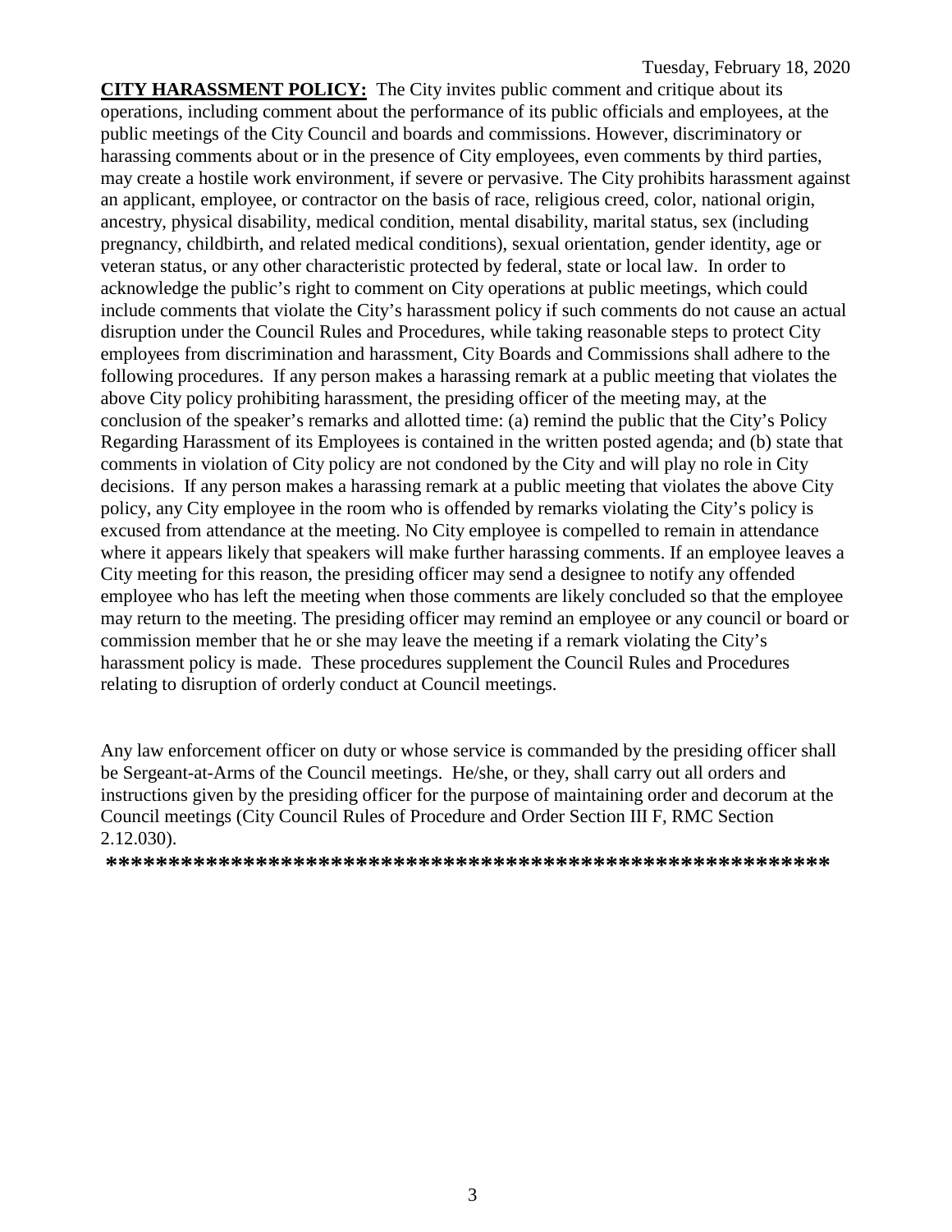**CITY HARASSMENT POLICY:** The City invites public comment and critique about its operations, including comment about the performance of its public officials and employees, at the public meetings of the City Council and boards and commissions. However, discriminatory or harassing comments about or in the presence of City employees, even comments by third parties, may create a hostile work environment, if severe or pervasive. The City prohibits harassment against an applicant, employee, or contractor on the basis of race, religious creed, color, national origin, ancestry, physical disability, medical condition, mental disability, marital status, sex (including pregnancy, childbirth, and related medical conditions), sexual orientation, gender identity, age or veteran status, or any other characteristic protected by federal, state or local law. In order to acknowledge the public's right to comment on City operations at public meetings, which could include comments that violate the City's harassment policy if such comments do not cause an actual disruption under the Council Rules and Procedures, while taking reasonable steps to protect City employees from discrimination and harassment, City Boards and Commissions shall adhere to the following procedures. If any person makes a harassing remark at a public meeting that violates the above City policy prohibiting harassment, the presiding officer of the meeting may, at the conclusion of the speaker's remarks and allotted time: (a) remind the public that the City's Policy Regarding Harassment of its Employees is contained in the written posted agenda; and (b) state that comments in violation of City policy are not condoned by the City and will play no role in City decisions. If any person makes a harassing remark at a public meeting that violates the above City policy, any City employee in the room who is offended by remarks violating the City's policy is excused from attendance at the meeting. No City employee is compelled to remain in attendance where it appears likely that speakers will make further harassing comments. If an employee leaves a City meeting for this reason, the presiding officer may send a designee to notify any offended employee who has left the meeting when those comments are likely concluded so that the employee may return to the meeting. The presiding officer may remind an employee or any council or board or commission member that he or she may leave the meeting if a remark violating the City's harassment policy is made. These procedures supplement the Council Rules and Procedures relating to disruption of orderly conduct at Council meetings.

Any law enforcement officer on duty or whose service is commanded by the presiding officer shall be Sergeant-at-Arms of the Council meetings. He/she, or they, shall carry out all orders and instructions given by the presiding officer for the purpose of maintaining order and decorum at the Council meetings (City Council Rules of Procedure and Order Section III F, RMC Section 2.12.030).

**\*\*\*\*\*\*\*\*\*\*\*\*\*\*\*\*\*\*\*\*\*\*\*\*\*\*\*\*\*\*\*\*\*\*\*\*\*\*\*\*\*\*\*\*\*\*\*\*\*\*\*\*\*\*\*\*\*\*\***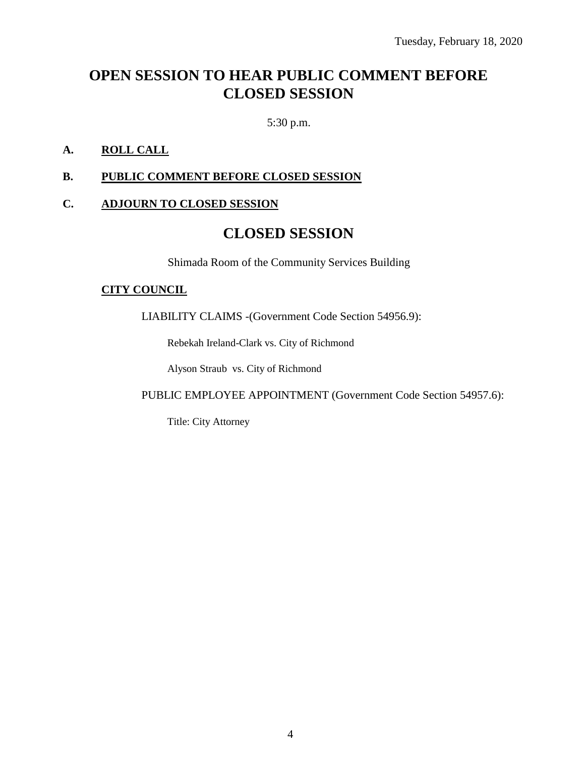Tuesday, February 18, 2020

# OPEN SESSION TO HEAR PUBLIC COMMENT BEFORE CLOSED SESSION

5:30 p.m.

**A. ROLL CALL**

**B. PUBLIC COMMENT BEFORE CLOSED SESSION**

**C. ADJOURN TO CLOSED SESSION**

# CLOSED SESSION

Shimada Room of the Community Services Building

**CITY COUNCIL**

LIABILITY CLAIMS -(Government Code Section 54956.9):

Rebekah Ireland-Clark vs. City of Richmond

Alyson Straub vs. City of Richmond

PUBLIC EMPLOYEE APPOINTMENT (Government Code Section 54957.6):

Title: City Attorney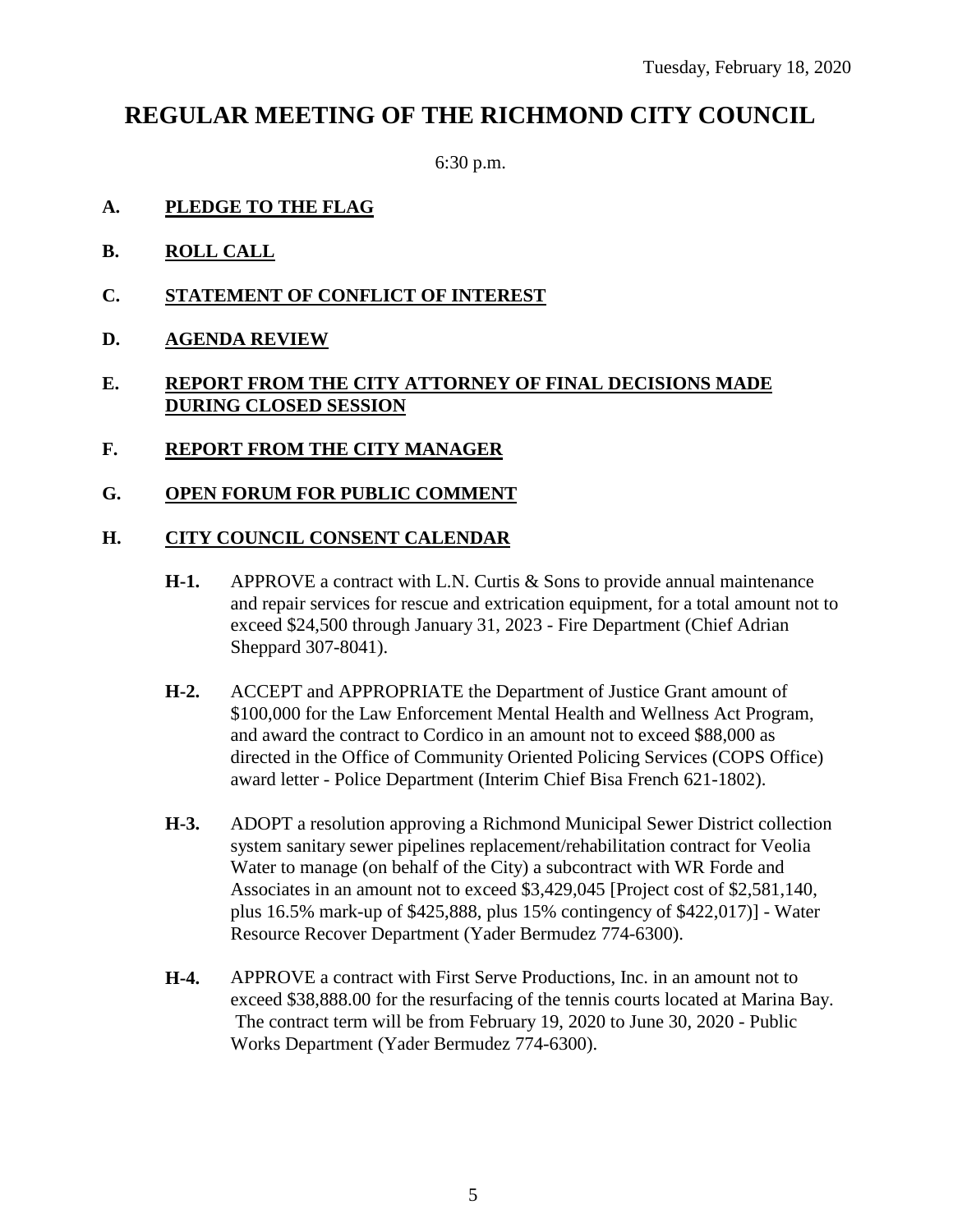Tuesday, February 18, 2020

# REGULAR MEETING OF THE RICHMOND CITY COUNCIL

6:30 p.m.

**A. PLEDGE TO THE FLAG**

**B. ROLL CALL**

**C. STATEMENT OF CONFLICT OF INTEREST**

**D. AGENDA REVIEW**

**E. REPORT FROM THE CITY ATTORNEY OF FINAL DECISIONS MADE DURING CLOSED SESSION**

**F. REPORT FROM THE CITY MANAGER**

**G. OPEN FORUM FOR PUBLIC COMMENT**

**H. CITY COUNCIL CONSENT CALENDAR**

**H-1.** APPROVE a contract with L.N. Curtis & Sons to provide annual maintenance and repair services for rescue and extrication equipment, for a total amount not to exceed $24,500 through January 31, 2023 - Fire Department (Chief Adrian Sheppard 307-8041).

**H-2.** ACCEPT and APPROPRIATE the Department of Justice Grant amount of $100,000 for the Law Enforcement Mental Health and Wellness Act Program, and award the contract to Cordico in an amount not to exceed $88,000 as directed in the Office of Community Oriented Policing Services (COPS Office) award letter - Police Department (Interim Chief Bisa French 621-1802).

**H-3.** ADOPT a resolution approving a Richmond Municipal Sewer District collection system sanitary sewer pipelines replacement/rehabilitation contract for Veolia Water to manage (on behalf of the City) a subcontract with WR Forde and Associates in an amount not to exceed $3,429,045 [Project cost of $2,581,140, plus 16.5% mark-up of $425,888, plus 15% contingency of $422,017)] - Water Resource Recover Department (Yader Bermudez 774-6300).

**H-4.** APPROVE a contract with First Serve Productions, Inc. in an amount not to exceed $38,888.00 for the resurfacing of the tennis courts located at Marina Bay. The contract term will be from February 19, 2020 to June 30, 2020 - Public Works Department (Yader Bermudez 774-6300).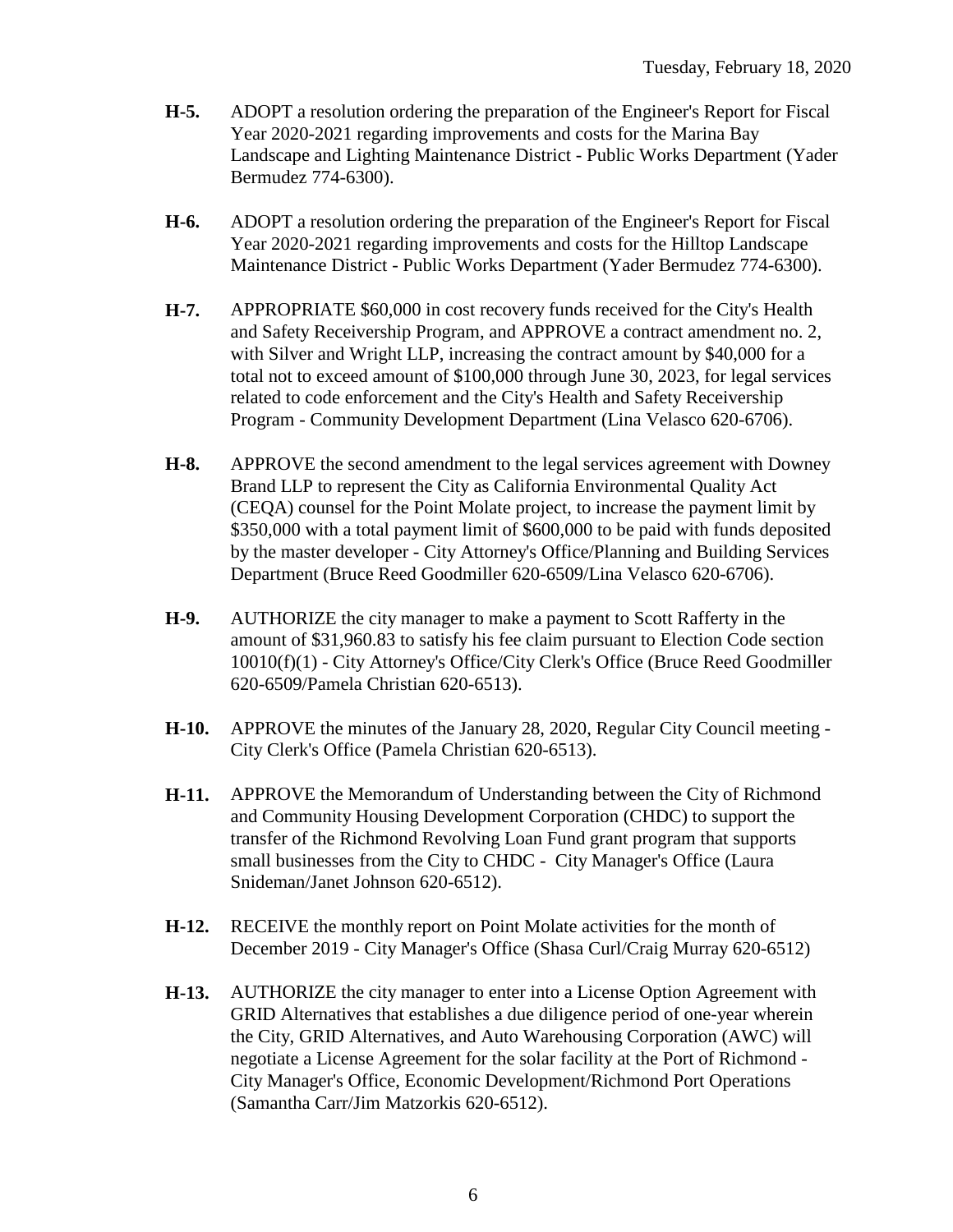**H-5.** ADOPT a resolution ordering the preparation of the Engineer's Report for Fiscal Year 2020-2021 regarding improvements and costs for the Marina Bay Landscape and Lighting Maintenance District - Public Works Department (Yader Bermudez 774-6300).

**H-6.** ADOPT a resolution ordering the preparation of the Engineer's Report for Fiscal Year 2020-2021 regarding improvements and costs for the Hilltop Landscape Maintenance District - Public Works Department (Yader Bermudez 774-6300).

**H-7.** APPROPRIATE $60,000 in cost recovery funds received for the City's Health and Safety Receivership Program, and APPROVE a contract amendment no. 2, with Silver and Wright LLP, increasing the contract amount by $40,000 for a total not to exceed amount of $100,000 through June 30, 2023, for legal services related to code enforcement and the City's Health and Safety Receivership Program - Community Development Department (Lina Velasco 620-6706).

**H-8.** APPROVE the second amendment to the legal services agreement with Downey Brand LLP to represent the City as California Environmental Quality Act (CEQA) counsel for the Point Molate project, to increase the payment limit by $350,000 with a total payment limit of $600,000 to be paid with funds deposited by the master developer - City Attorney's Office/Planning and Building Services Department (Bruce Reed Goodmiller 620-6509/Lina Velasco 620-6706).

**H-9.** AUTHORIZE the city manager to make a payment to Scott Rafferty in the amount of $31,960.83 to satisfy his fee claim pursuant to Election Code section 10010(f)(1) - City Attorney's Office/City Clerk's Office (Bruce Reed Goodmiller 620-6509/Pamela Christian 620-6513).

**H-10.** APPROVE the minutes of the January 28, 2020, Regular City Council meeting - City Clerk's Office (Pamela Christian 620-6513).

**H-11.** APPROVE the Memorandum of Understanding between the City of Richmond and Community Housing Development Corporation (CHDC) to support the transfer of the Richmond Revolving Loan Fund grant program that supports small businesses from the City to CHDC - City Manager's Office (Laura Snideman/Janet Johnson 620-6512).

**H-12.** RECEIVE the monthly report on Point Molate activities for the month of December 2019 - City Manager's Office (Shasa Curl/Craig Murray 620-6512)

**H-13.** AUTHORIZE the city manager to enter into a License Option Agreement with GRID Alternatives that establishes a due diligence period of one-year wherein the City, GRID Alternatives, and Auto Warehousing Corporation (AWC) will negotiate a License Agreement for the solar facility at the Port of Richmond - City Manager's Office, Economic Development/Richmond Port Operations (Samantha Carr/Jim Matzorkis 620-6512).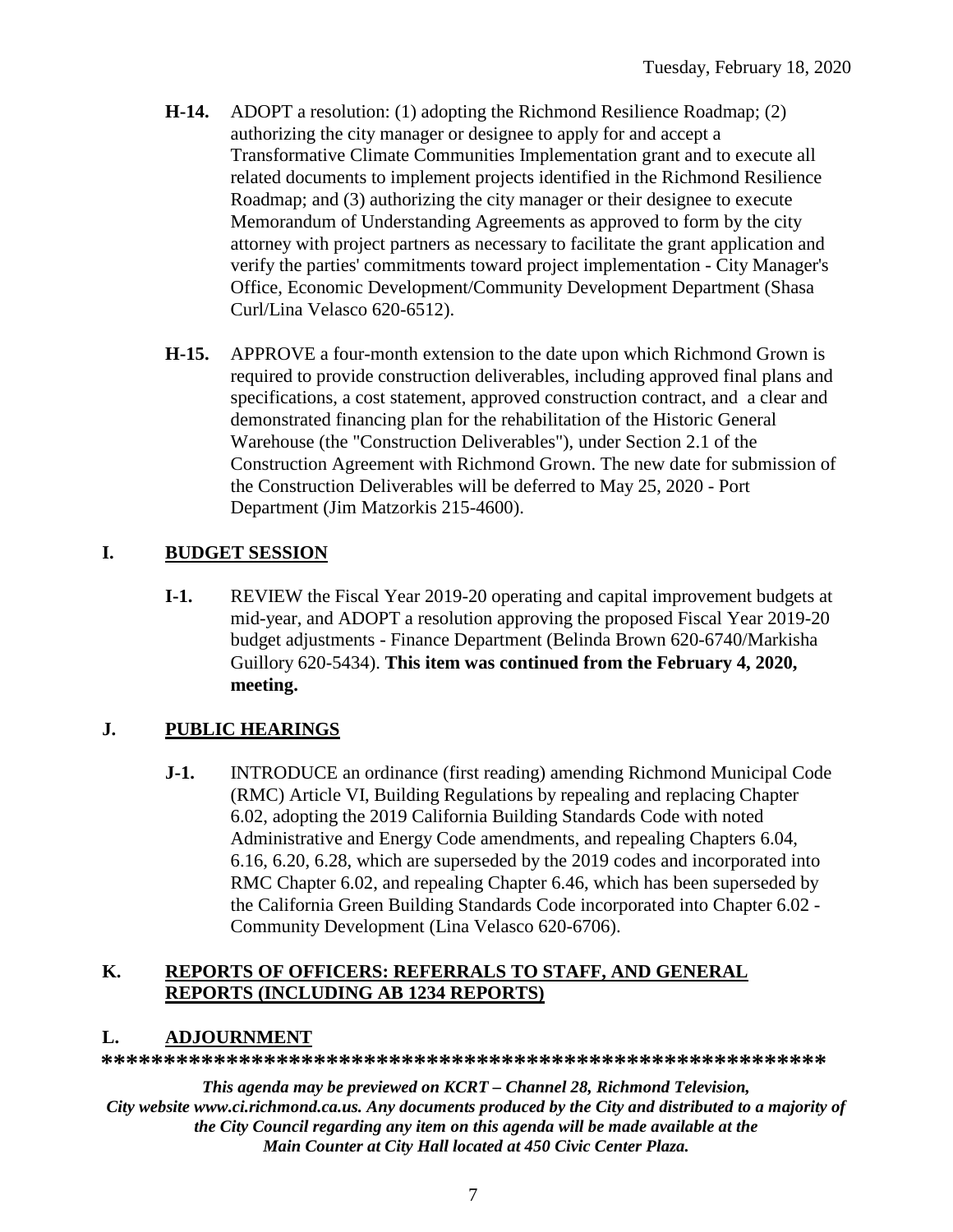**H-14.** ADOPT a resolution: (1) adopting the Richmond Resilience Roadmap; (2) authorizing the city manager or designee to apply for and accept a Transformative Climate Communities Implementation grant and to execute all related documents to implement projects identified in the Richmond Resilience Roadmap; and (3) authorizing the city manager or their designee to execute Memorandum of Understanding Agreements as approved to form by the city attorney with project partners as necessary to facilitate the grant application and verify the parties' commitments toward project implementation - City Manager's Office, Economic Development/Community Development Department (Shasa Curl/Lina Velasco 620-6512).

**H-15.** APPROVE a four-month extension to the date upon which Richmond Grown is required to provide construction deliverables, including approved final plans and specifications, a cost statement, approved construction contract, and a clear and demonstrated financing plan for the rehabilitation of the Historic General Warehouse (the "Construction Deliverables"), under Section 2.1 of the Construction Agreement with Richmond Grown. The new date for submission of the Construction Deliverables will be deferred to May 25, 2020 - Port Department (Jim Matzorkis 215-4600).

## I. BUDGET SESSION

**I-1.** REVIEW the Fiscal Year 2019-20 operating and capital improvement budgets at mid-year, and ADOPT a resolution approving the proposed Fiscal Year 2019-20 budget adjustments - Finance Department (Belinda Brown 620-6740/Markisha Guillory 620-5434). **This item was continued from the February 4, 2020, meeting.**

## J. PUBLIC HEARINGS

**J-1.** INTRODUCE an ordinance (first reading) amending Richmond Municipal Code (RMC) Article VI, Building Regulations by repealing and replacing Chapter 6.02, adopting the 2019 California Building Standards Code with noted Administrative and Energy Code amendments, and repealing Chapters 6.04, 6.16, 6.20, 6.28, which are superseded by the 2019 codes and incorporated into RMC Chapter 6.02, and repealing Chapter 6.46, which has been superseded by the California Green Building Standards Code incorporated into Chapter 6.02 - Community Development (Lina Velasco 620-6706).

## K. REPORTS OF OFFICERS: REFERRALS TO STAFF, AND GENERAL REPORTS (INCLUDING AB 1234 REPORTS)

## L. ADJOURNMENT

**********************************************************

***This agenda may be previewed on KCRT – Channel 28, Richmond Television, City website www.ci.richmond.ca.us. Any documents produced by the City and distributed to a majority of the City Council regarding any item on this agenda will be made available at the Main Counter at City Hall located at 450 Civic Center Plaza.***